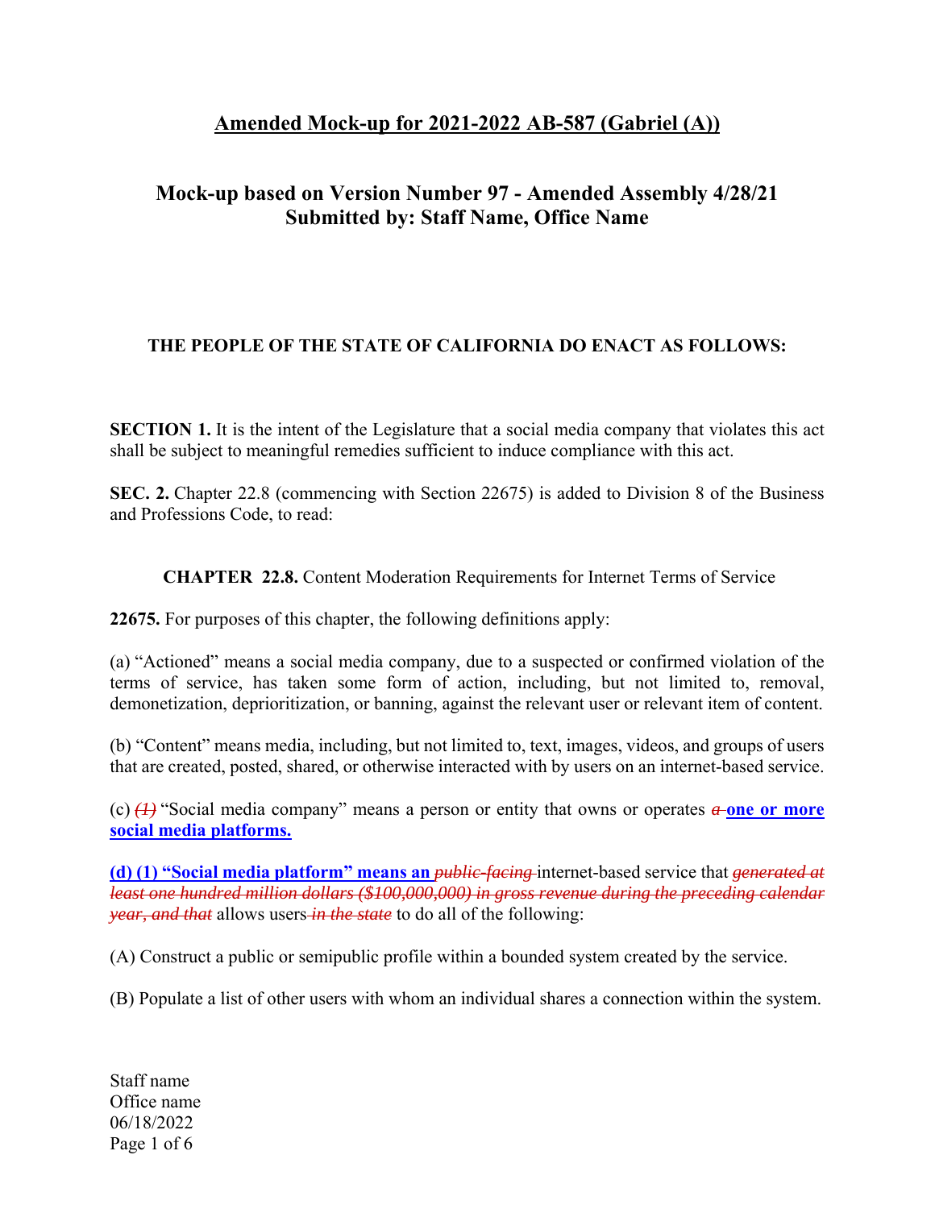## Amended Mock-up for 2021-2022 AB-587 (Gabriel (A))

### Mock-up based on Version Number 97 - Amended Assembly 4/28/21
### Submitted by: Staff Name, Office Name

**THE PEOPLE OF THE STATE OF CALIFORNIA DO ENACT AS FOLLOWS:**

**SECTION 1.** It is the intent of the Legislature that a social media company that violates this act shall be subject to meaningful remedies sufficient to induce compliance with this act.

**SEC. 2.** Chapter 22.8 (commencing with Section 22675) is added to Division 8 of the Business and Professions Code, to read:

**CHAPTER 22.8.** Content Moderation Requirements for Internet Terms of Service

**22675.** For purposes of this chapter, the following definitions apply:

(a) "Actioned" means a social media company, due to a suspected or confirmed violation of the terms of service, has taken some form of action, including, but not limited to, removal, demonetization, deprioritization, or banning, against the relevant user or relevant item of content.

(b) "Content" means media, including, but not limited to, text, images, videos, and groups of users that are created, posted, shared, or otherwise interacted with by users on an internet-based service.

(c) ~~*(1)*~~ "Social media company" means a person or entity that owns or operates ~~*a*~~ **one or more social media platforms.**

**(d) (1) "Social media platform" means an** ~~*public-facing*~~ internet-based service that ~~*generated at least one hundred million dollars ($100,000,000) in gross revenue during the preceding calendar year, and that*~~ allows users ~~*in the state*~~ to do all of the following:

(A) Construct a public or semipublic profile within a bounded system created by the service.

(B) Populate a list of other users with whom an individual shares a connection within the system.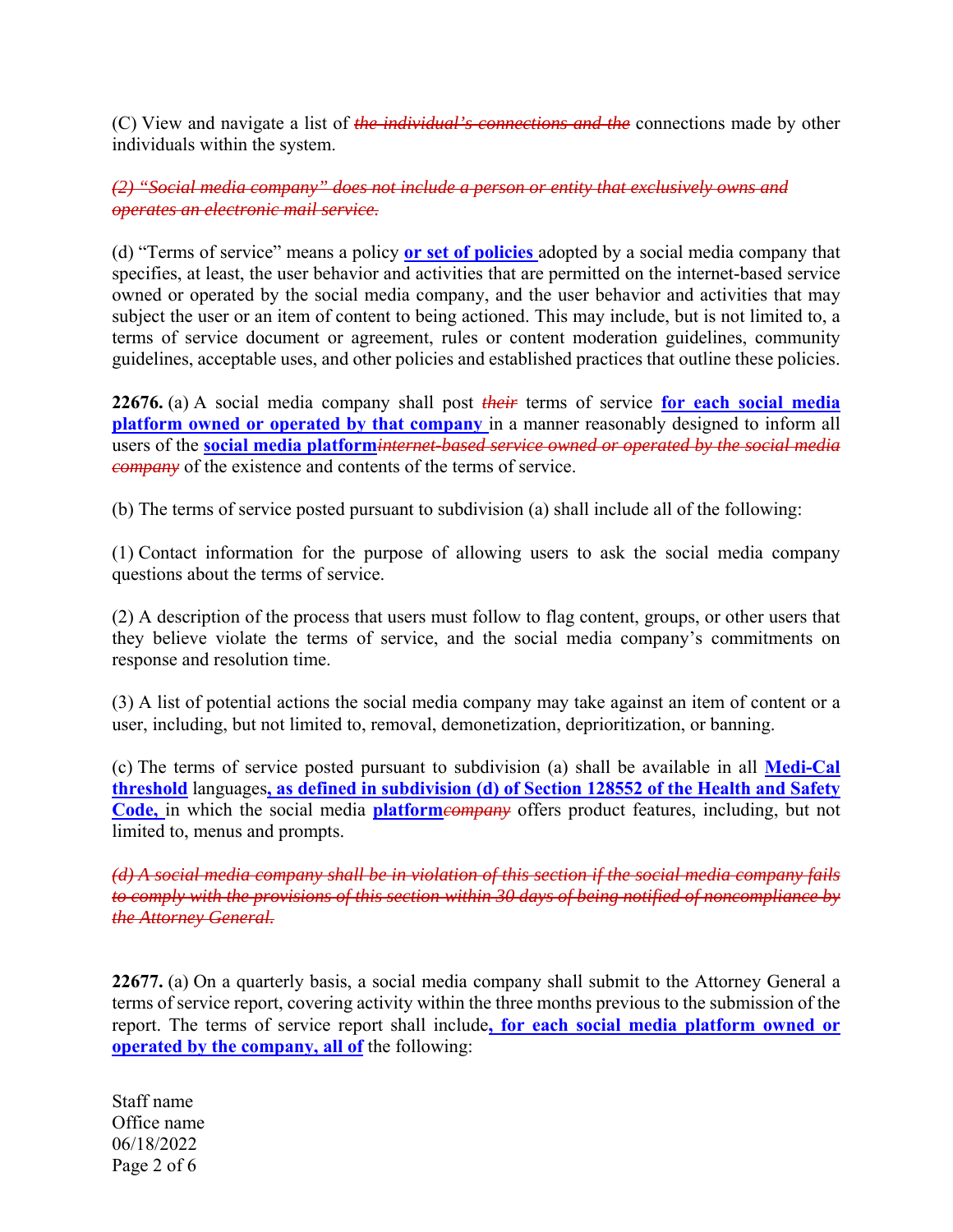(C) View and navigate a list of ~~*the individual's connections and the*~~ connections made by other individuals within the system.

~~*(2) "Social media company" does not include a person or entity that exclusively owns and operates an electronic mail service.*~~

(d) "Terms of service" means a policy **or set of policies** adopted by a social media company that specifies, at least, the user behavior and activities that are permitted on the internet-based service owned or operated by the social media company, and the user behavior and activities that may subject the user or an item of content to being actioned. This may include, but is not limited to, a terms of service document or agreement, rules or content moderation guidelines, community guidelines, acceptable uses, and other policies and established practices that outline these policies.

**22676.** (a) A social media company shall post ~~*their*~~ terms of service **for each social media platform owned or operated by that company** in a manner reasonably designed to inform all users of the **social media platform**~~*internet-based service owned or operated by the social media company*~~ of the existence and contents of the terms of service.

(b) The terms of service posted pursuant to subdivision (a) shall include all of the following:

(1) Contact information for the purpose of allowing users to ask the social media company questions about the terms of service.

(2) A description of the process that users must follow to flag content, groups, or other users that they believe violate the terms of service, and the social media company's commitments on response and resolution time.

(3) A list of potential actions the social media company may take against an item of content or a user, including, but not limited to, removal, demonetization, deprioritization, or banning.

(c) The terms of service posted pursuant to subdivision (a) shall be available in all **Medi-Cal threshold** languages**, as defined in subdivision (d) of Section 128552 of the Health and Safety Code,** in which the social media **platform**~~*company*~~ offers product features, including, but not limited to, menus and prompts.

~~*(d) A social media company shall be in violation of this section if the social media company fails to comply with the provisions of this section within 30 days of being notified of noncompliance by the Attorney General.*~~

**22677.** (a) On a quarterly basis, a social media company shall submit to the Attorney General a terms of service report, covering activity within the three months previous to the submission of the report. The terms of service report shall include**, for each social media platform owned or operated by the company, all of** the following:

Staff name
Office name
06/18/2022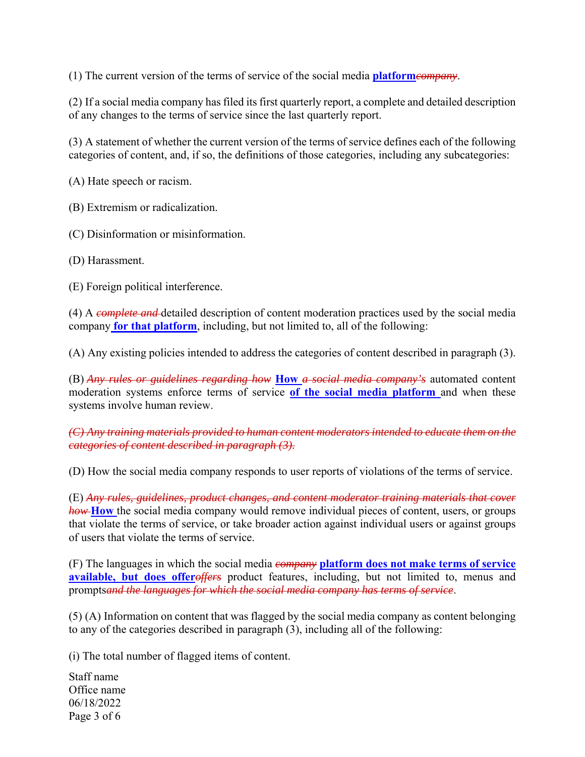(1) The current version of the terms of service of the social media **platform**~~*company*~~.

(2) If a social media company has filed its first quarterly report, a complete and detailed description of any changes to the terms of service since the last quarterly report.

(3) A statement of whether the current version of the terms of service defines each of the following categories of content, and, if so, the definitions of those categories, including any subcategories:

(A) Hate speech or racism.

(B) Extremism or radicalization.

(C) Disinformation or misinformation.

(D) Harassment.

(E) Foreign political interference.

(4) A ~~*complete and*~~ detailed description of content moderation practices used by the social media company **for that platform**, including, but not limited to, all of the following:

(A) Any existing policies intended to address the categories of content described in paragraph (3).

(B) ~~*Any rules or guidelines regarding how*~~ **How** ~~*a social media company's*~~ automated content moderation systems enforce terms of service **of the social media platform** and when these systems involve human review.

~~*(C) Any training materials provided to human content moderators intended to educate them on the categories of content described in paragraph (3).*~~

(D) How the social media company responds to user reports of violations of the terms of service.

(E) ~~*Any rules, guidelines, product changes, and content moderator training materials that cover how*~~ **How** the social media company would remove individual pieces of content, users, or groups that violate the terms of service, or take broader action against individual users or against groups of users that violate the terms of service.

(F) The languages in which the social media ~~*company*~~ **platform does not make terms of service available, but does offer**~~*offers*~~ product features, including, but not limited to, menus and prompts~~*and the languages for which the social media company has terms of service*~~.

(5) (A) Information on content that was flagged by the social media company as content belonging to any of the categories described in paragraph (3), including all of the following:

(i) The total number of flagged items of content.

Staff name
Office name
06/18/2022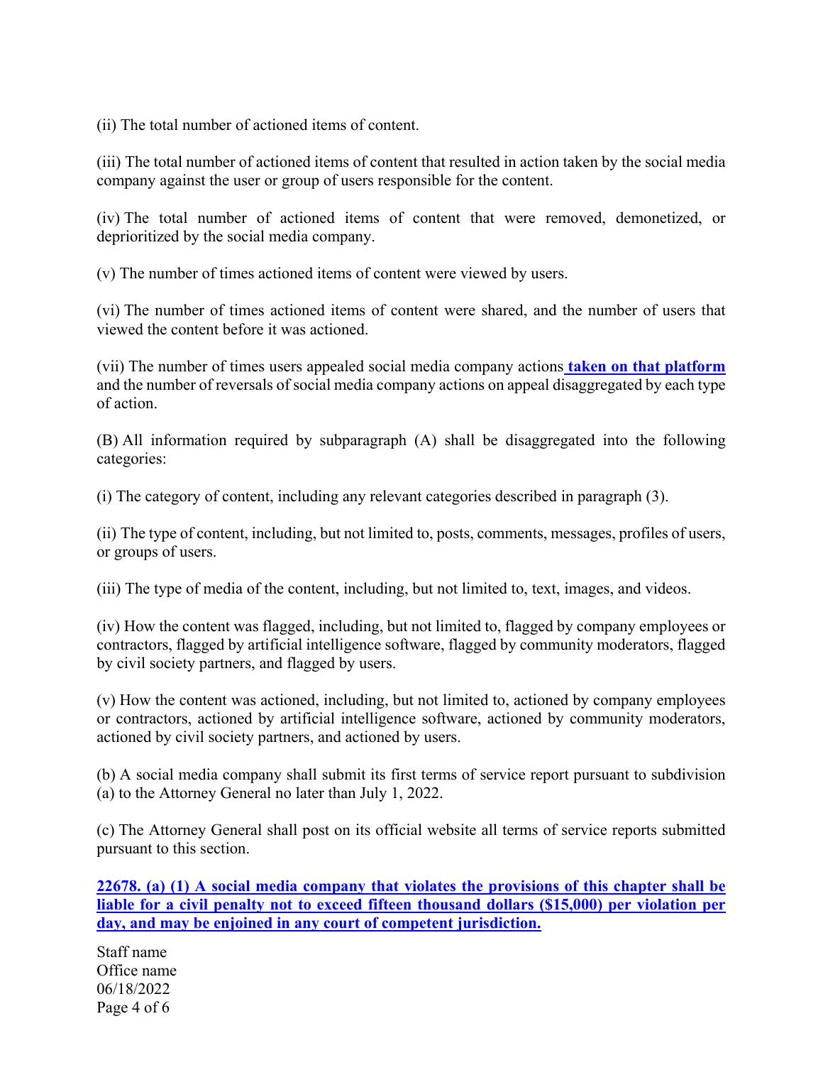(ii) The total number of actioned items of content.

(iii) The total number of actioned items of content that resulted in action taken by the social media company against the user or group of users responsible for the content.

(iv) The total number of actioned items of content that were removed, demonetized, or deprioritized by the social media company.

(v) The number of times actioned items of content were viewed by users.

(vi) The number of times actioned items of content were shared, and the number of users that viewed the content before it was actioned.

(vii) The number of times users appealed social media company actions **taken on that platform** and the number of reversals of social media company actions on appeal disaggregated by each type of action.

(B) All information required by subparagraph (A) shall be disaggregated into the following categories:

(i) The category of content, including any relevant categories described in paragraph (3).

(ii) The type of content, including, but not limited to, posts, comments, messages, profiles of users, or groups of users.

(iii) The type of media of the content, including, but not limited to, text, images, and videos.

(iv) How the content was flagged, including, but not limited to, flagged by company employees or contractors, flagged by artificial intelligence software, flagged by community moderators, flagged by civil society partners, and flagged by users.

(v) How the content was actioned, including, but not limited to, actioned by company employees or contractors, actioned by artificial intelligence software, actioned by community moderators, actioned by civil society partners, and actioned by users.

(b) A social media company shall submit its first terms of service report pursuant to subdivision (a) to the Attorney General no later than July 1, 2022.

(c) The Attorney General shall post on its official website all terms of service reports submitted pursuant to this section.

**22678. (a) (1) A social media company that violates the provisions of this chapter shall be liable for a civil penalty not to exceed fifteen thousand dollars ($15,000) per violation per day, and may be enjoined in any court of competent jurisdiction.**

Staff name
Office name
06/18/2022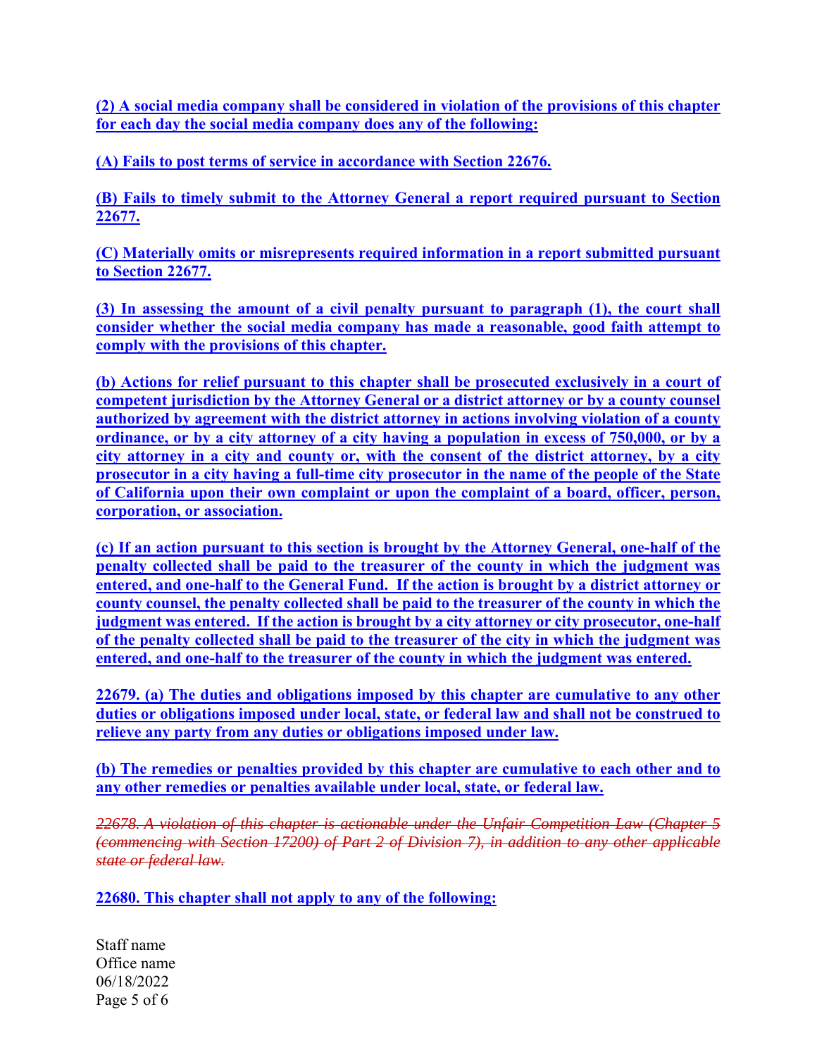**(2) A social media company shall be considered in violation of the provisions of this chapter for each day the social media company does any of the following:**

**(A) Fails to post terms of service in accordance with Section 22676.**

**(B) Fails to timely submit to the Attorney General a report required pursuant to Section 22677.**

**(C) Materially omits or misrepresents required information in a report submitted pursuant to Section 22677.**

**(3) In assessing the amount of a civil penalty pursuant to paragraph (1), the court shall consider whether the social media company has made a reasonable, good faith attempt to comply with the provisions of this chapter.**

**(b) Actions for relief pursuant to this chapter shall be prosecuted exclusively in a court of competent jurisdiction by the Attorney General or a district attorney or by a county counsel authorized by agreement with the district attorney in actions involving violation of a county ordinance, or by a city attorney of a city having a population in excess of 750,000, or by a city attorney in a city and county or, with the consent of the district attorney, by a city prosecutor in a city having a full-time city prosecutor in the name of the people of the State of California upon their own complaint or upon the complaint of a board, officer, person, corporation, or association.**

**(c) If an action pursuant to this section is brought by the Attorney General, one-half of the penalty collected shall be paid to the treasurer of the county in which the judgment was entered, and one-half to the General Fund. If the action is brought by a district attorney or county counsel, the penalty collected shall be paid to the treasurer of the county in which the judgment was entered. If the action is brought by a city attorney or city prosecutor, one-half of the penalty collected shall be paid to the treasurer of the city in which the judgment was entered, and one-half to the treasurer of the county in which the judgment was entered.**

**22679. (a) The duties and obligations imposed by this chapter are cumulative to any other duties or obligations imposed under local, state, or federal law and shall not be construed to relieve any party from any duties or obligations imposed under law.**

**(b) The remedies or penalties provided by this chapter are cumulative to each other and to any other remedies or penalties available under local, state, or federal law.**

*~~22678. A violation of this chapter is actionable under the Unfair Competition Law (Chapter 5 (commencing with Section 17200) of Part 2 of Division 7), in addition to any other applicable state or federal law.~~*

**22680. This chapter shall not apply to any of the following:**

Staff name
Office name
06/18/2022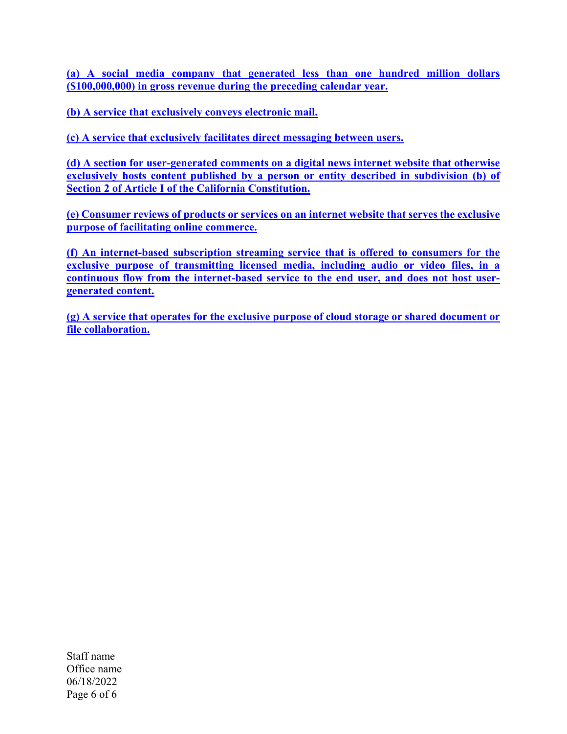**(a) A social media company that generated less than one hundred million dollars ($100,000,000) in gross revenue during the preceding calendar year.**

**(b) A service that exclusively conveys electronic mail.**

**(c) A service that exclusively facilitates direct messaging between users.**

**(d) A section for user-generated comments on a digital news internet website that otherwise exclusively hosts content published by a person or entity described in subdivision (b) of Section 2 of Article I of the California Constitution.**

**(e) Consumer reviews of products or services on an internet website that serves the exclusive purpose of facilitating online commerce.**

**(f) An internet-based subscription streaming service that is offered to consumers for the exclusive purpose of transmitting licensed media, including audio or video files, in a continuous flow from the internet-based service to the end user, and does not host user-generated content.**

**(g) A service that operates for the exclusive purpose of cloud storage or shared document or file collaboration.**

Staff name
Office name
06/18/2022